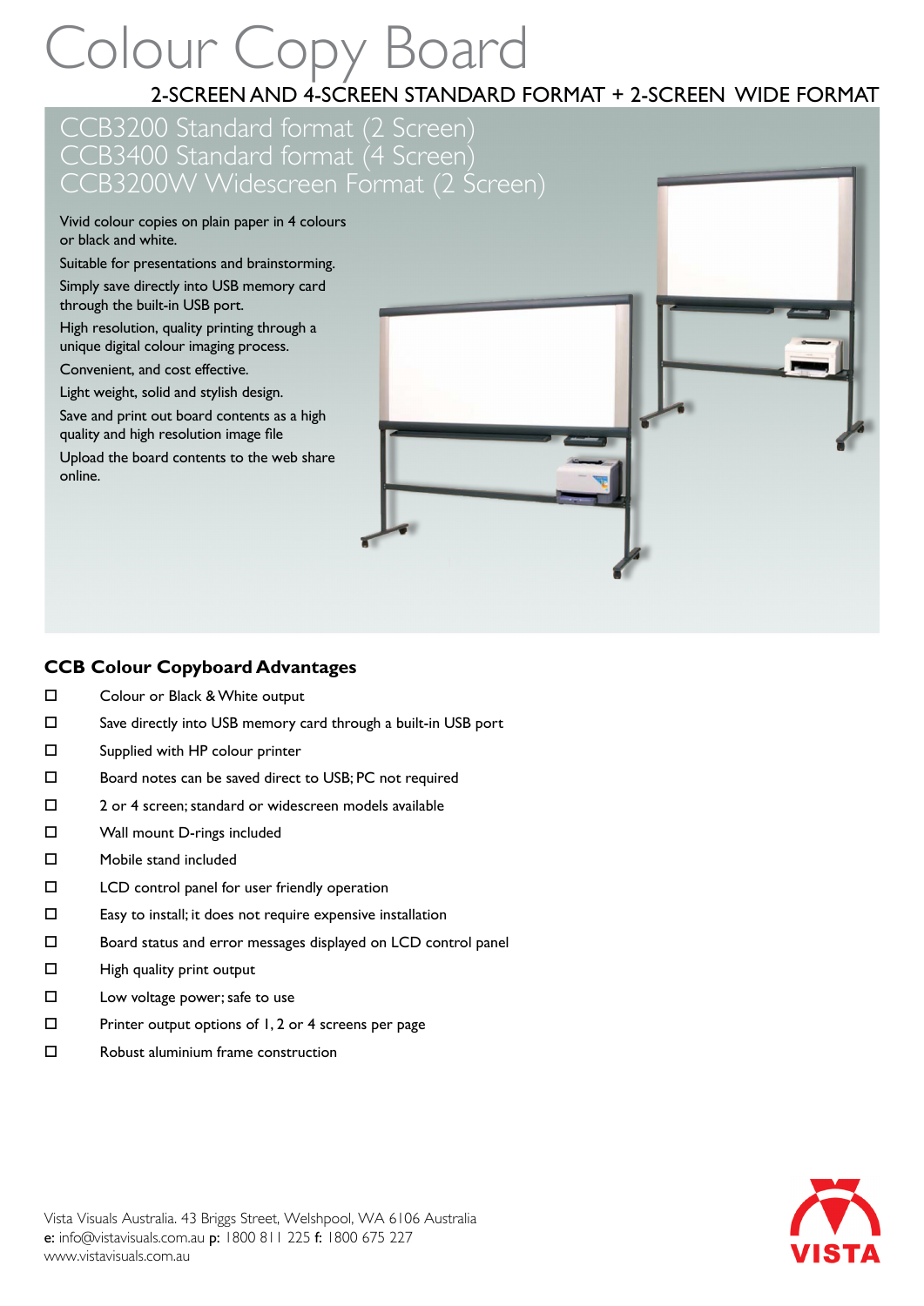# Colour Copy Board

## 2-SCREEN AND 4-SCREEN STANDARD FORMAT + 2-SCREEN WIDE FORMAT

## CCB3200 Standard format (2 Screen)
## CCB3400 Standard format (4 Screen)
## CCB3200W Widescreen Format (2 Screen)

Vivid colour copies on plain paper in 4 colours or black and white.

Suitable for presentations and brainstorming.

Simply save directly into USB memory card through the built-in USB port.

High resolution, quality printing through a unique digital colour imaging process.

Convenient, and cost effective.

Light weight, solid and stylish design.

Save and print out board contents as a high quality and high resolution image file

Upload the board contents to the web share online.

### CCB Colour Copyboard Advantages

- ☐ Colour or Black & White output
- ☐ Save directly into USB memory card through a built-in USB port
- ☐ Supplied with HP colour printer
- ☐ Board notes can be saved direct to USB; PC not required
- ☐ 2 or 4 screen; standard or widescreen models available
- ☐ Wall mount D-rings included
- ☐ Mobile stand included
- ☐ LCD control panel for user friendly operation
- ☐ Easy to install; it does not require expensive installation
- ☐ Board status and error messages displayed on LCD control panel
- ☐ High quality print output
- ☐ Low voltage power; safe to use
- ☐ Printer output options of 1, 2 or 4 screens per page
- ☐ Robust aluminium frame construction

Vista Visuals Australia. 43 Briggs Street, Welshpool, WA 6106 Australia
**e:** info@vistavisuals.com.au **p:** 1800 811 225 **f:** 1800 675 227
www.vistavisuals.com.au

VISTA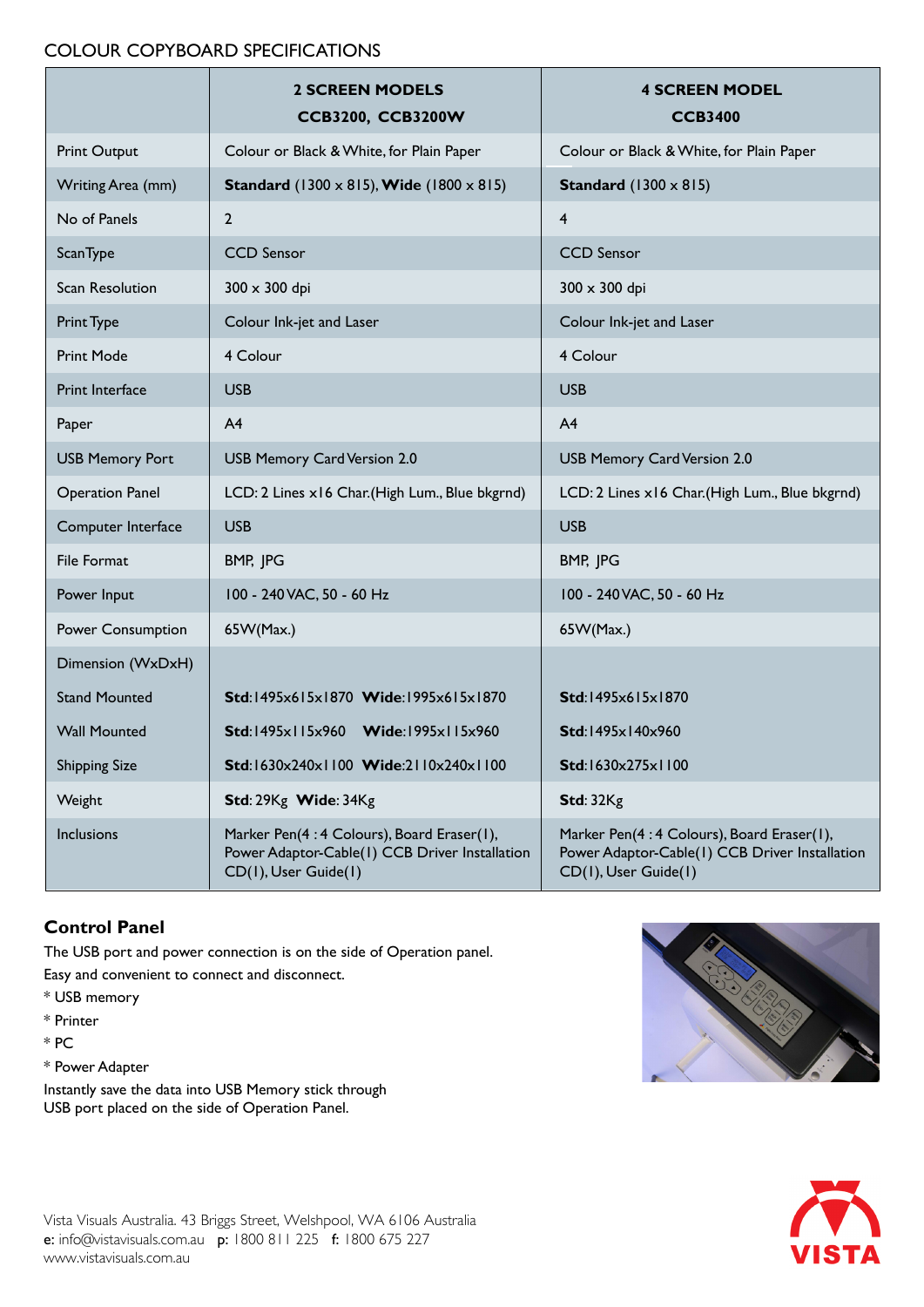## COLOUR COPYBOARD SPECIFICATIONS

| | **2 SCREEN MODELS CCB3200, CCB3200W** | **4 SCREEN MODEL CCB3400** |
|---|---|---|
| Print Output | Colour or Black & White, for Plain Paper | Colour or Black & White, for Plain Paper |
| Writing Area (mm) | **Standard** (1300 x 815), **Wide** (1800 x 815) | **Standard** (1300 x 815) |
| No of Panels | 2 | 4 |
| ScanType | CCD Sensor | CCD Sensor |
| Scan Resolution | 300 x 300 dpi | 300 x 300 dpi |
| Print Type | Colour Ink-jet and Laser | Colour Ink-jet and Laser |
| Print Mode | 4 Colour | 4 Colour |
| Print Interface | USB | USB |
| Paper | A4 | A4 |
| USB Memory Port | USB Memory Card Version 2.0 | USB Memory Card Version 2.0 |
| Operation Panel | LCD: 2 Lines x16 Char.(High Lum., Blue bkgrnd) | LCD: 2 Lines x16 Char.(High Lum., Blue bkgrnd) |
| Computer Interface | USB | USB |
| File Format | BMP, JPG | BMP, JPG |
| Power Input | 100 - 240 VAC, 50 - 60 Hz | 100 - 240 VAC, 50 - 60 Hz |
| Power Consumption | 65W(Max.) | 65W(Max.) |
| Dimension (WxDxH) | | |
| Stand Mounted | **Std**:1495x615x1870 **Wide**:1995x615x1870 | **Std**:1495x615x1870 |
| Wall Mounted | **Std**:1495x115x960 **Wide**:1995x115x960 | **Std**:1495x140x960 |
| Shipping Size | **Std**:1630x240x1100 **Wide**:2110x240x1100 | **Std**:1630x275x1100 |
| Weight | **Std**: 29Kg **Wide**: 34Kg | **Std**: 32Kg |
| Inclusions | Marker Pen(4 : 4 Colours), Board Eraser(1), Power Adaptor-Cable(1) CCB Driver Installation CD(1), User Guide(1) | Marker Pen(4 : 4 Colours), Board Eraser(1), Power Adaptor-Cable(1) CCB Driver Installation CD(1), User Guide(1) |

### Control Panel

The USB port and power connection is on the side of Operation panel.
Easy and convenient to connect and disconnect.

* USB memory
* Printer
* PC
* Power Adapter

Instantly save the data into USB Memory stick through USB port placed on the side of Operation Panel.

Vista Visuals Australia. 43 Briggs Street, Welshpool, WA 6106 Australia
e: info@vistavisuals.com.au p: 1800 811 225 f: 1800 675 227
www.vistavisuals.com.au

VISTA